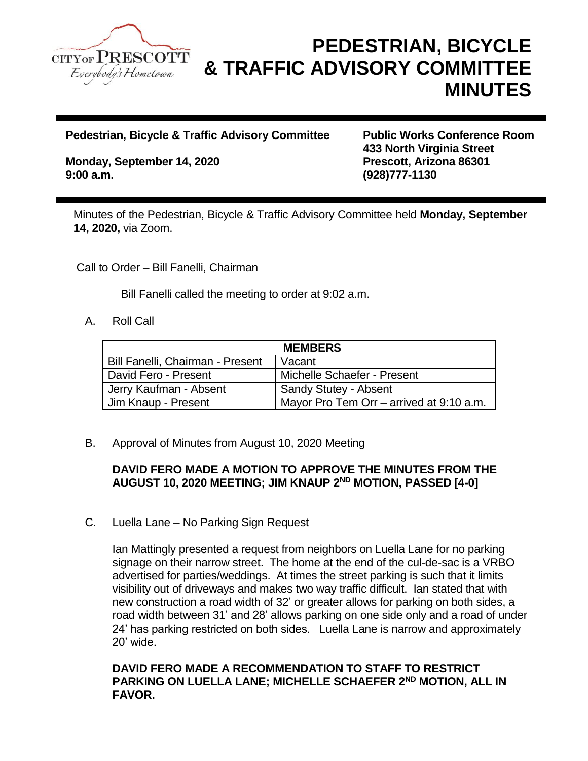CITY OF PRESCOTT
*Everybody's Hometown*

# PEDESTRIAN, BICYCLE & TRAFFIC ADVISORY COMMITTEE MINUTES

**Pedestrian, Bicycle & Traffic Advisory Committee**

**Monday, September 14, 2020**
**9:00 a.m.**

**Public Works Conference Room**
**433 North Virginia Street**
**Prescott, Arizona 86301**
**(928)777-1130**

Minutes of the Pedestrian, Bicycle & Traffic Advisory Committee held **Monday, September 14, 2020,** via Zoom.

Call to Order – Bill Fanelli, Chairman

Bill Fanelli called the meeting to order at 9:02 a.m.

A. Roll Call

| MEMBERS | |
|---|---|
| Bill Fanelli, Chairman - Present | Vacant |
| David Fero - Present | Michelle Schaefer - Present |
| Jerry Kaufman - Absent | Sandy Stutey - Absent |
| Jim Knaup - Present | Mayor Pro Tem Orr – arrived at 9:10 a.m. |

B. Approval of Minutes from August 10, 2020 Meeting

**DAVID FERO MADE A MOTION TO APPROVE THE MINUTES FROM THE AUGUST 10, 2020 MEETING; JIM KNAUP 2ND MOTION, PASSED [4-0]**

C. Luella Lane – No Parking Sign Request

Ian Mattingly presented a request from neighbors on Luella Lane for no parking signage on their narrow street. The home at the end of the cul-de-sac is a VRBO advertised for parties/weddings. At times the street parking is such that it limits visibility out of driveways and makes two way traffic difficult. Ian stated that with new construction a road width of 32' or greater allows for parking on both sides, a road width between 31' and 28' allows parking on one side only and a road of under 24' has parking restricted on both sides. Luella Lane is narrow and approximately 20' wide.

**DAVID FERO MADE A RECOMMENDATION TO STAFF TO RESTRICT PARKING ON LUELLA LANE; MICHELLE SCHAEFER 2ND MOTION, ALL IN FAVOR.**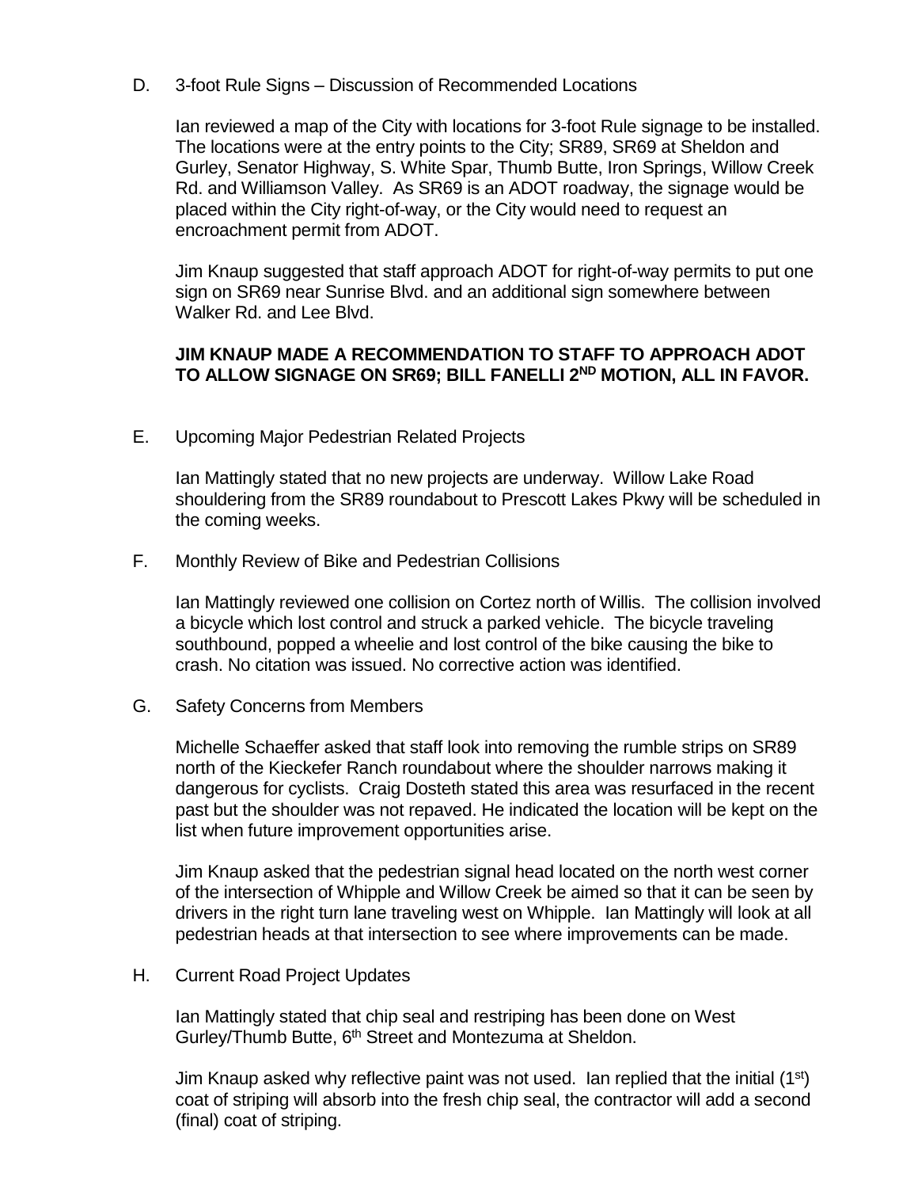D. 3-foot Rule Signs – Discussion of Recommended Locations

Ian reviewed a map of the City with locations for 3-foot Rule signage to be installed. The locations were at the entry points to the City; SR89, SR69 at Sheldon and Gurley, Senator Highway, S. White Spar, Thumb Butte, Iron Springs, Willow Creek Rd. and Williamson Valley. As SR69 is an ADOT roadway, the signage would be placed within the City right-of-way, or the City would need to request an encroachment permit from ADOT.

Jim Knaup suggested that staff approach ADOT for right-of-way permits to put one sign on SR69 near Sunrise Blvd. and an additional sign somewhere between Walker Rd. and Lee Blvd.

**JIM KNAUP MADE A RECOMMENDATION TO STAFF TO APPROACH ADOT TO ALLOW SIGNAGE ON SR69; BILL FANELLI 2ND MOTION, ALL IN FAVOR.**

E. Upcoming Major Pedestrian Related Projects

Ian Mattingly stated that no new projects are underway. Willow Lake Road shouldering from the SR89 roundabout to Prescott Lakes Pkwy will be scheduled in the coming weeks.

F. Monthly Review of Bike and Pedestrian Collisions

Ian Mattingly reviewed one collision on Cortez north of Willis. The collision involved a bicycle which lost control and struck a parked vehicle. The bicycle traveling southbound, popped a wheelie and lost control of the bike causing the bike to crash. No citation was issued. No corrective action was identified.

G. Safety Concerns from Members

Michelle Schaeffer asked that staff look into removing the rumble strips on SR89 north of the Kieckefer Ranch roundabout where the shoulder narrows making it dangerous for cyclists. Craig Dosteth stated this area was resurfaced in the recent past but the shoulder was not repaved. He indicated the location will be kept on the list when future improvement opportunities arise.

Jim Knaup asked that the pedestrian signal head located on the north west corner of the intersection of Whipple and Willow Creek be aimed so that it can be seen by drivers in the right turn lane traveling west on Whipple. Ian Mattingly will look at all pedestrian heads at that intersection to see where improvements can be made.

H. Current Road Project Updates

Ian Mattingly stated that chip seal and restriping has been done on West Gurley/Thumb Butte, 6th Street and Montezuma at Sheldon.

Jim Knaup asked why reflective paint was not used. Ian replied that the initial (1st) coat of striping will absorb into the fresh chip seal, the contractor will add a second (final) coat of striping.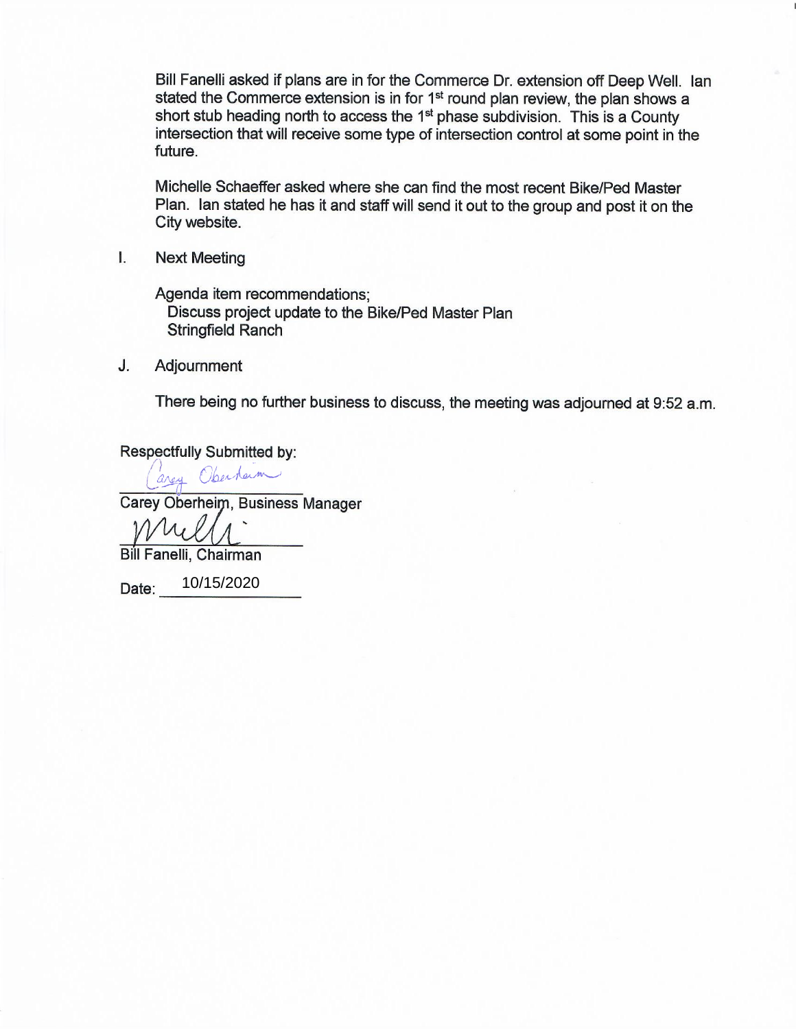Bill Fanelli asked if plans are in for the Commerce Dr. extension off Deep Well. Ian stated the Commerce extension is in for 1st round plan review, the plan shows a short stub heading north to access the 1st phase subdivision. This is a County intersection that will receive some type of intersection control at some point in the future.

Michelle Schaeffer asked where she can find the most recent Bike/Ped Master Plan. Ian stated he has it and staff will send it out to the group and post it on the City website.

I. Next Meeting

Agenda item recommendations;
Discuss project update to the Bike/Ped Master Plan
Stringfield Ranch

J. Adjournment

There being no further business to discuss, the meeting was adjourned at 9:52 a.m.

Respectfully Submitted by:

Carey Oberheim, Business Manager

Bill Fanelli, Chairman

Date: 10/15/2020